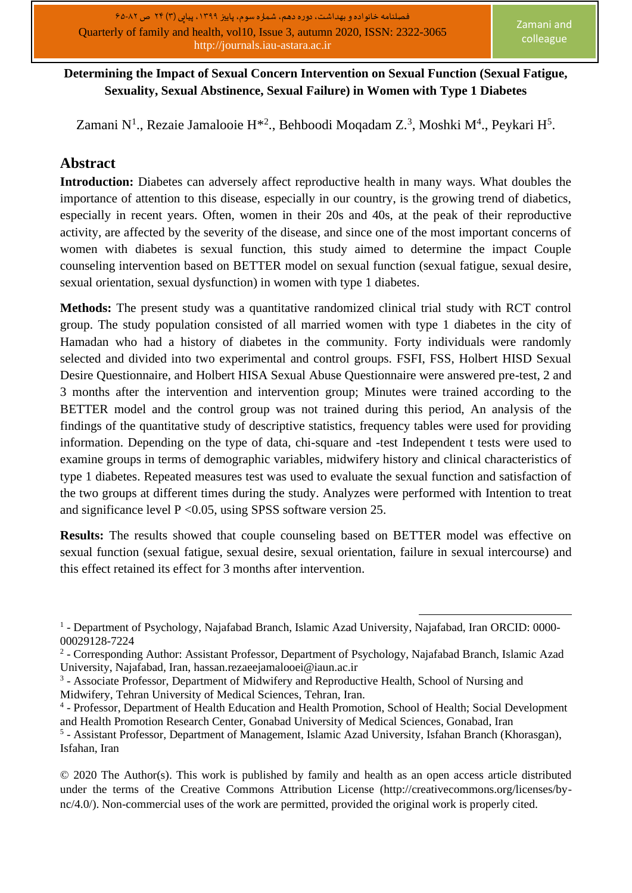**Determining the Impact of Sexual Concern Intervention on Sexual Function (Sexual Fatigue, Sexuality, Sexual Abstinence, Sexual Failure) in Women with Type 1 Diabetes**

Zamani N[1]., Rezaie Jamalooie H*[2]., Behboodi Moqadam Z.[3], Moshki M[4]., Peykari H[5].

## Abstract

**Introduction:** Diabetes can adversely affect reproductive health in many ways. What doubles the importance of attention to this disease, especially in our country, is the growing trend of diabetics, especially in recent years. Often, women in their 20s and 40s, at the peak of their reproductive activity, are affected by the severity of the disease, and since one of the most important concerns of women with diabetes is sexual function, this study aimed to determine the impact Couple counseling intervention based on BETTER model on sexual function (sexual fatigue, sexual desire, sexual orientation, sexual dysfunction) in women with type 1 diabetes.

**Methods:** The present study was a quantitative randomized clinical trial study with RCT control group. The study population consisted of all married women with type 1 diabetes in the city of Hamadan who had a history of diabetes in the community. Forty individuals were randomly selected and divided into two experimental and control groups. FSFI, FSS, Holbert HISD Sexual Desire Questionnaire, and Holbert HISA Sexual Abuse Questionnaire were answered pre-test, 2 and 3 months after the intervention and intervention group; Minutes were trained according to the BETTER model and the control group was not trained during this period, An analysis of the findings of the quantitative study of descriptive statistics, frequency tables were used for providing information. Depending on the type of data, chi-square and -test Independent t tests were used to examine groups in terms of demographic variables, midwifery history and clinical characteristics of type 1 diabetes. Repeated measures test was used to evaluate the sexual function and satisfaction of the two groups at different times during the study. Analyzes were performed with Intention to treat and significance level $P < 0.05$, using SPSS software version 25.

**Results:** The results showed that couple counseling based on BETTER model was effective on sexual function (sexual fatigue, sexual desire, sexual orientation, failure in sexual intercourse) and this effect retained its effect for 3 months after intervention.

---

[1] - Department of Psychology, Najafabad Branch, Islamic Azad University, Najafabad, Iran ORCID: 0000-00029128-7224

[2] - Corresponding Author: Assistant Professor, Department of Psychology, Najafabad Branch, Islamic Azad University, Najafabad, Iran, hassan.rezaeejamalooei@iaun.ac.ir

[3] - Associate Professor, Department of Midwifery and Reproductive Health, School of Nursing and Midwifery, Tehran University of Medical Sciences, Tehran, Iran.

[4] - Professor, Department of Health Education and Health Promotion, School of Health; Social Development and Health Promotion Research Center, Gonabad University of Medical Sciences, Gonabad, Iran

[5] - Assistant Professor, Department of Management, Islamic Azad University, Isfahan Branch (Khorasgan), Isfahan, Iran

© 2020 The Author(s). This work is published by family and health as an open access article distributed under the terms of the Creative Commons Attribution License (http://creativecommons.org/licenses/by-nc/4.0/). Non-commercial uses of the work are permitted, provided the original work is properly cited.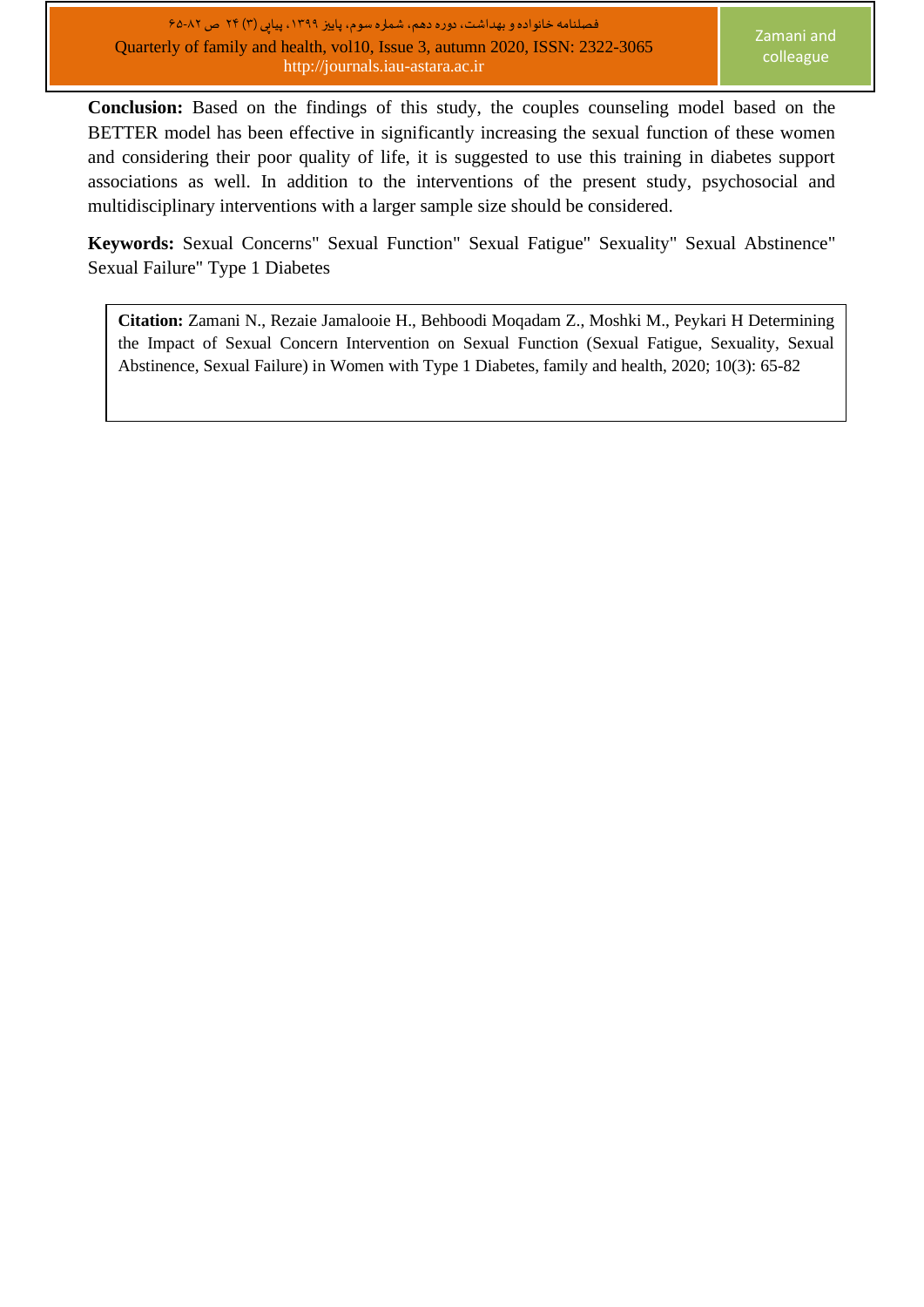**Conclusion:** Based on the findings of this study, the couples counseling model based on the BETTER model has been effective in significantly increasing the sexual function of these women and considering their poor quality of life, it is suggested to use this training in diabetes support associations as well. In addition to the interventions of the present study, psychosocial and multidisciplinary interventions with a larger sample size should be considered.

**Keywords:** Sexual Concerns" Sexual Function" Sexual Fatigue" Sexuality" Sexual Abstinence" Sexual Failure" Type 1 Diabetes

**Citation:** Zamani N., Rezaie Jamalooie H., Behboodi Moqadam Z., Moshki M., Peykari H Determining the Impact of Sexual Concern Intervention on Sexual Function (Sexual Fatigue, Sexuality, Sexual Abstinence, Sexual Failure) in Women with Type 1 Diabetes, family and health, 2020; 10(3): 65-82